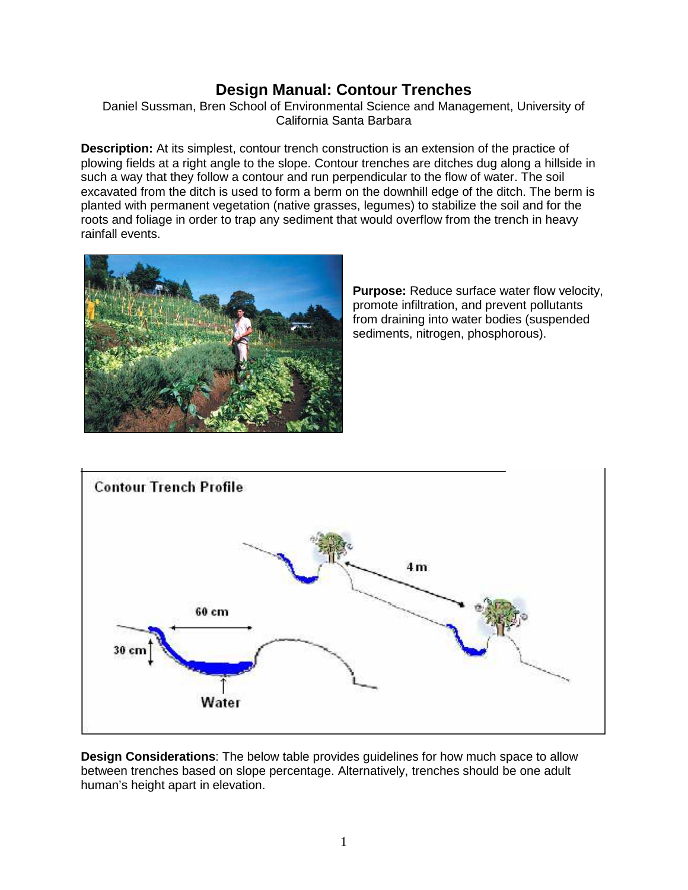# Design Manual: Contour Trenches

Daniel Sussman, Bren School of Environmental Science and Management, University of California Santa Barbara

**Description:** At its simplest, contour trench construction is an extension of the practice of plowing fields at a right angle to the slope. Contour trenches are ditches dug along a hillside in such a way that they follow a contour and run perpendicular to the flow of water. The soil excavated from the ditch is used to form a berm on the downhill edge of the ditch. The berm is planted with permanent vegetation (native grasses, legumes) to stabilize the soil and for the roots and foliage in order to trap any sediment that would overflow from the trench in heavy rainfall events.

**Purpose:** Reduce surface water flow velocity, promote infiltration, and prevent pollutants from draining into water bodies (suspended sediments, nitrogen, phosphorous).

**Design Considerations**: The below table provides guidelines for how much space to allow between trenches based on slope percentage. Alternatively, trenches should be one adult human's height apart in elevation.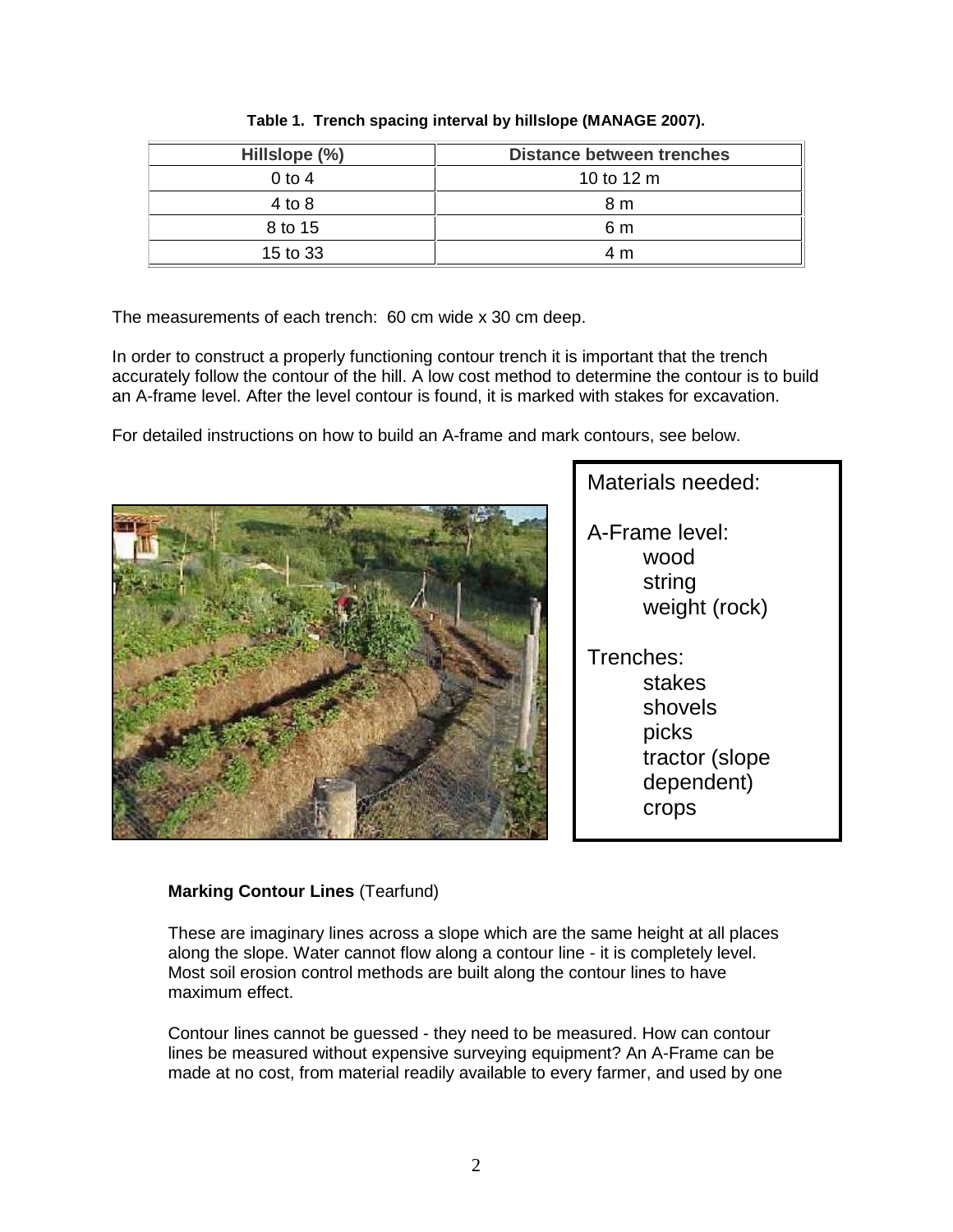**Table 1. Trench spacing interval by hillslope (MANAGE 2007).**

| Hillslope (%) | Distance between trenches |
|---|---|
| 0 to 4 | 10 to 12 m |
| 4 to 8 | 8 m |
| 8 to 15 | 6 m |
| 15 to 33 | 4 m |

The measurements of each trench: 60 cm wide x 30 cm deep.

In order to construct a properly functioning contour trench it is important that the trench accurately follow the contour of the hill. A low cost method to determine the contour is to build an A-frame level. After the level contour is found, it is marked with stakes for excavation.

For detailed instructions on how to build an A-frame and mark contours, see below.

Materials needed:

A-Frame level:
- wood
- string
- weight (rock)

Trenches:
- stakes
- shovels
- picks
- tractor (slope dependent)
- crops

**Marking Contour Lines** (Tearfund)

These are imaginary lines across a slope which are the same height at all places along the slope. Water cannot flow along a contour line - it is completely level. Most soil erosion control methods are built along the contour lines to have maximum effect.

Contour lines cannot be guessed - they need to be measured. How can contour lines be measured without expensive surveying equipment? An A-Frame can be made at no cost, from material readily available to every farmer, and used by one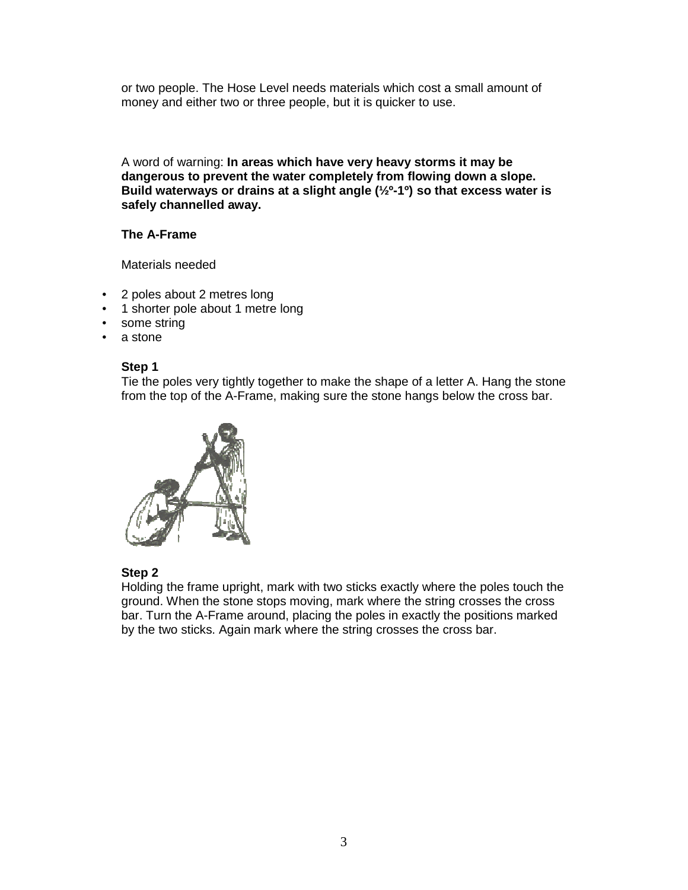or two people. The Hose Level needs materials which cost a small amount of money and either two or three people, but it is quicker to use.

A word of warning: **In areas which have very heavy storms it may be dangerous to prevent the water completely from flowing down a slope. Build waterways or drains at a slight angle (½º-1º) so that excess water is safely channelled away.**

### The A-Frame

Materials needed

- 2 poles about 2 metres long
- 1 shorter pole about 1 metre long
- some string
- a stone

**Step 1**

Tie the poles very tightly together to make the shape of a letter A. Hang the stone from the top of the A-Frame, making sure the stone hangs below the cross bar.

**Step 2**

Holding the frame upright, mark with two sticks exactly where the poles touch the ground. When the stone stops moving, mark where the string crosses the cross bar. Turn the A-Frame around, placing the poles in exactly the positions marked by the two sticks. Again mark where the string crosses the cross bar.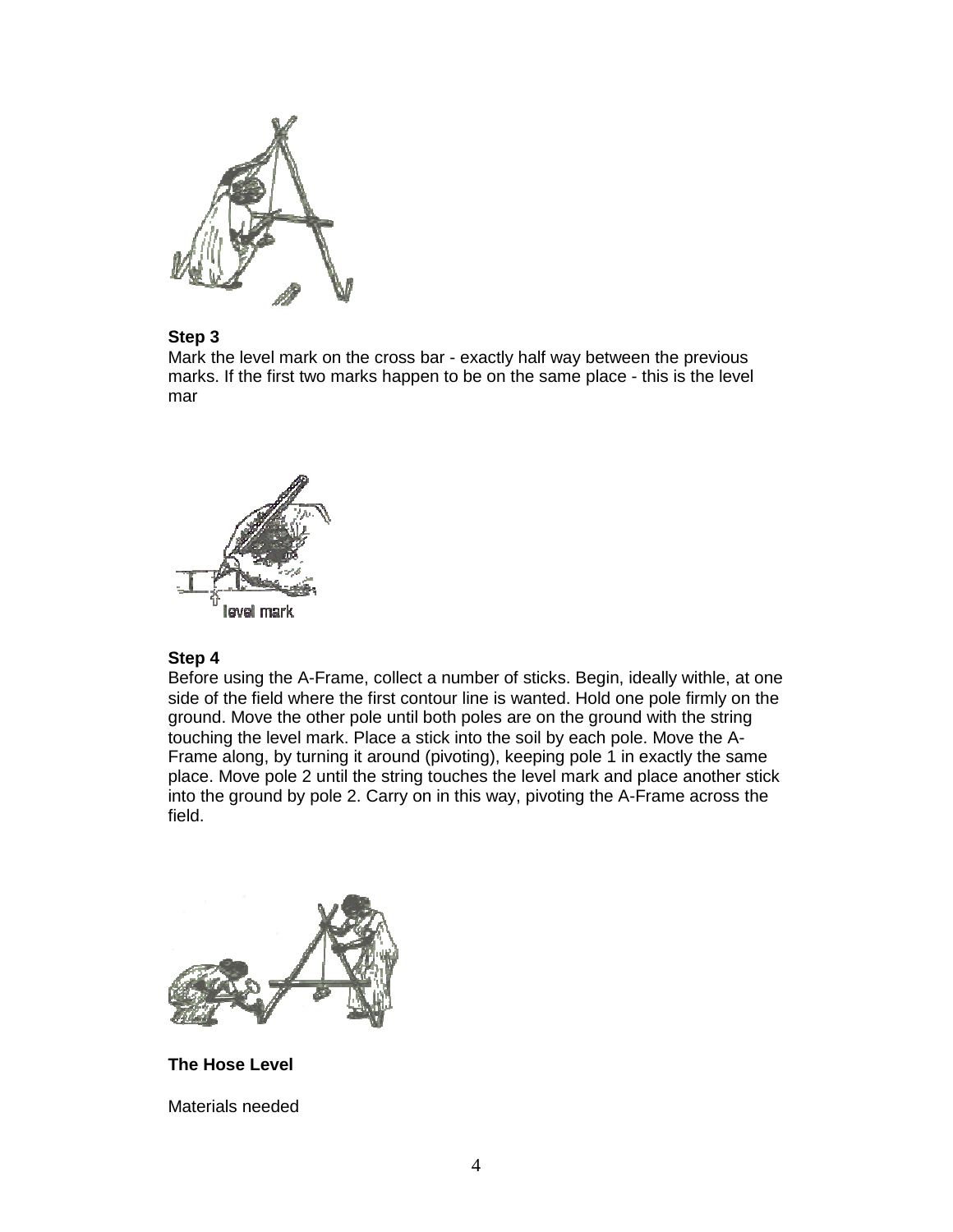**Step 3**

Mark the level mark on the cross bar - exactly half way between the previous marks. If the first two marks happen to be on the same place - this is the level mar

**Step 4**

Before using the A-Frame, collect a number of sticks. Begin, ideally withle, at one side of the field where the first contour line is wanted. Hold one pole firmly on the ground. Move the other pole until both poles are on the ground with the string touching the level mark. Place a stick into the soil by each pole. Move the A-Frame along, by turning it around (pivoting), keeping pole 1 in exactly the same place. Move pole 2 until the string touches the level mark and place another stick into the ground by pole 2. Carry on in this way, pivoting the A-Frame across the field.

**The Hose Level**

Materials needed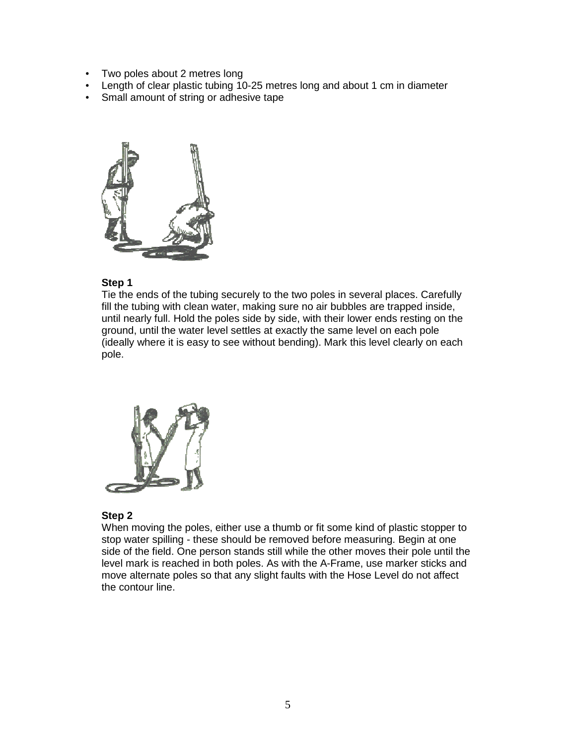- Two poles about 2 metres long
- Length of clear plastic tubing 10-25 metres long and about 1 cm in diameter
- Small amount of string or adhesive tape

**Step 1**

Tie the ends of the tubing securely to the two poles in several places. Carefully fill the tubing with clean water, making sure no air bubbles are trapped inside, until nearly full. Hold the poles side by side, with their lower ends resting on the ground, until the water level settles at exactly the same level on each pole (ideally where it is easy to see without bending). Mark this level clearly on each pole.

**Step 2**

When moving the poles, either use a thumb or fit some kind of plastic stopper to stop water spilling - these should be removed before measuring. Begin at one side of the field. One person stands still while the other moves their pole until the level mark is reached in both poles. As with the A-Frame, use marker sticks and move alternate poles so that any slight faults with the Hose Level do not affect the contour line.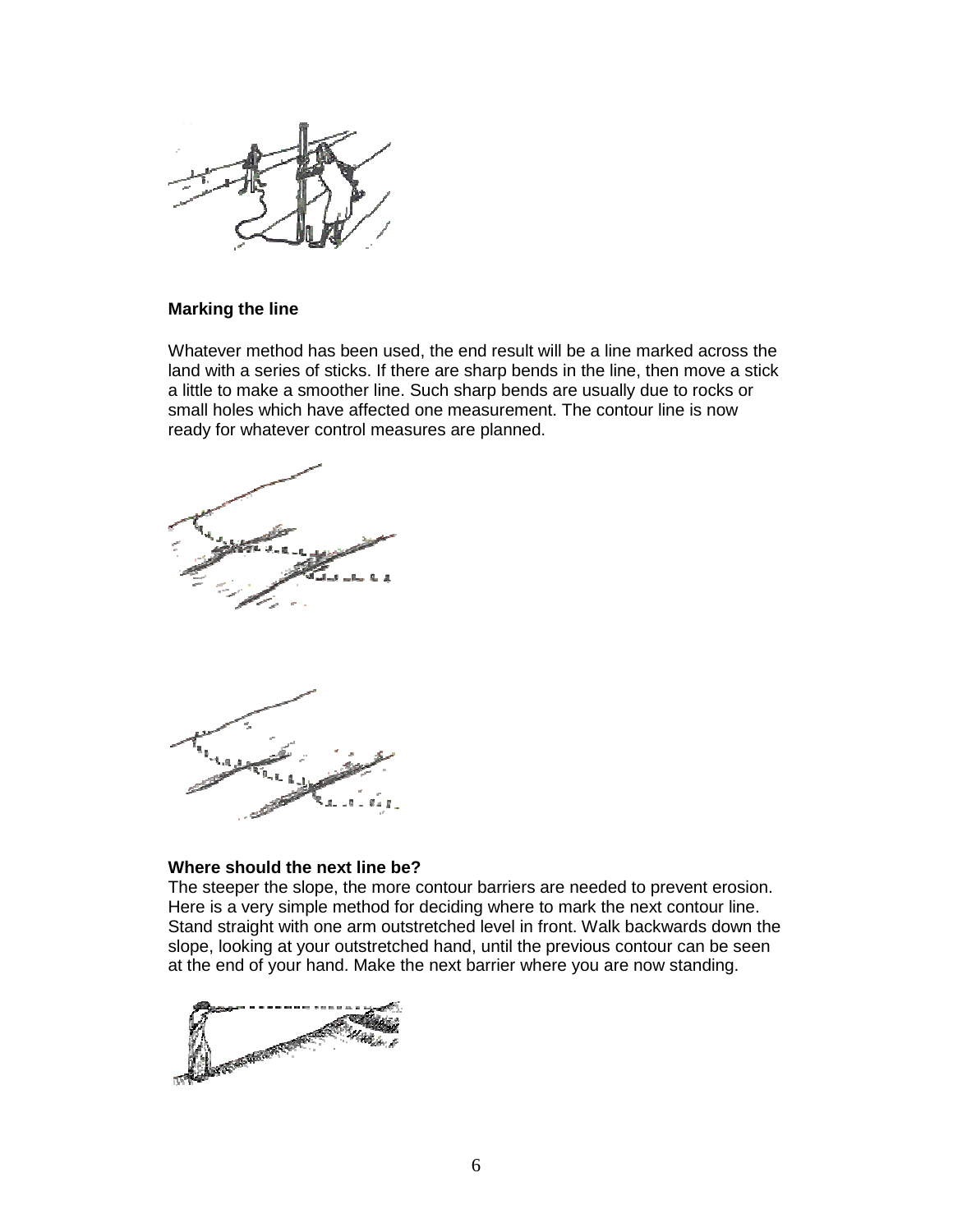**Marking the line**

Whatever method has been used, the end result will be a line marked across the land with a series of sticks. If there are sharp bends in the line, then move a stick a little to make a smoother line. Such sharp bends are usually due to rocks or small holes which have affected one measurement. The contour line is now ready for whatever control measures are planned.

**Where should the next line be?**

The steeper the slope, the more contour barriers are needed to prevent erosion. Here is a very simple method for deciding where to mark the next contour line. Stand straight with one arm outstretched level in front. Walk backwards down the slope, looking at your outstretched hand, until the previous contour can be seen at the end of your hand. Make the next barrier where you are now standing.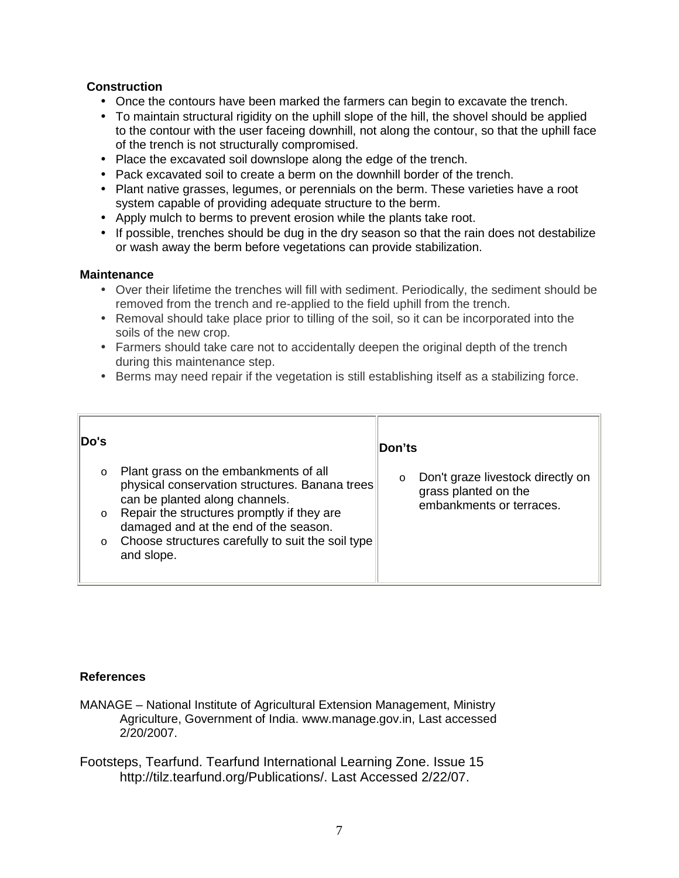**Construction**

- Once the contours have been marked the farmers can begin to excavate the trench.
- To maintain structural rigidity on the uphill slope of the hill, the shovel should be applied to the contour with the user faceing downhill, not along the contour, so that the uphill face of the trench is not structurally compromised.
- Place the excavated soil downslope along the edge of the trench.
- Pack excavated soil to create a berm on the downhill border of the trench.
- Plant native grasses, legumes, or perennials on the berm. These varieties have a root system capable of providing adequate structure to the berm.
- Apply mulch to berms to prevent erosion while the plants take root.
- If possible, trenches should be dug in the dry season so that the rain does not destabilize or wash away the berm before vegetations can provide stabilization.

**Maintenance**

- Over their lifetime the trenches will fill with sediment. Periodically, the sediment should be removed from the trench and re-applied to the field uphill from the trench.
- Removal should take place prior to tilling of the soil, so it can be incorporated into the soils of the new crop.
- Farmers should take care not to accidentally deepen the original depth of the trench during this maintenance step.
- Berms may need repair if the vegetation is still establishing itself as a stabilizing force.

| Do's | Don'ts |
|---|---|
| o Plant grass on the embankments of all physical conservation structures. Banana trees can be planted along channels.<br>o Repair the structures promptly if they are damaged and at the end of the season.<br>o Choose structures carefully to suit the soil type and slope. | o Don't graze livestock directly on grass planted on the embankments or terraces. |

**References**

MANAGE – National Institute of Agricultural Extension Management, Ministry Agriculture, Government of India. www.manage.gov.in, Last accessed 2/20/2007.

Footsteps, Tearfund. Tearfund International Learning Zone. Issue 15 http://tilz.tearfund.org/Publications/. Last Accessed 2/22/07.